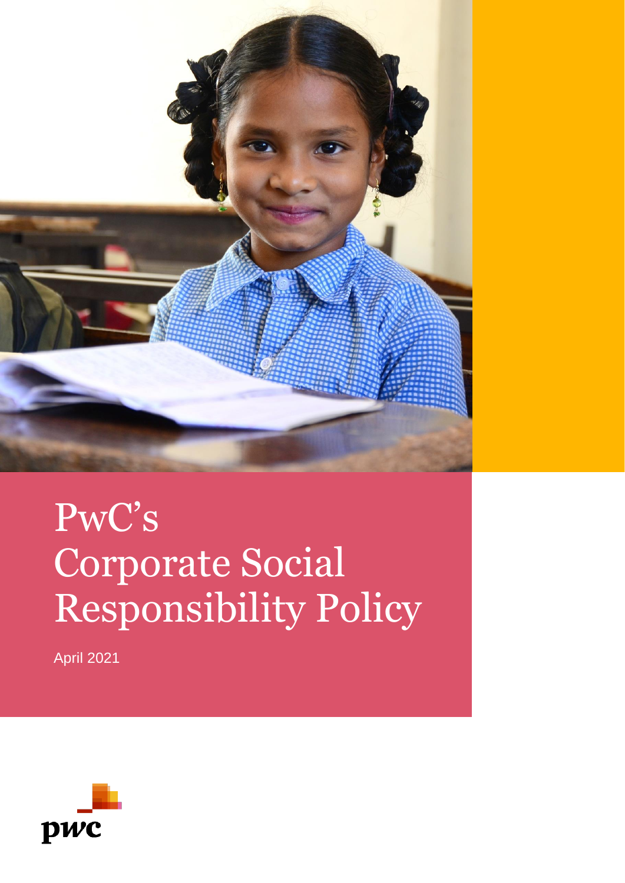# PwC's Corporate Social Responsibility Policy

April 2021

pwc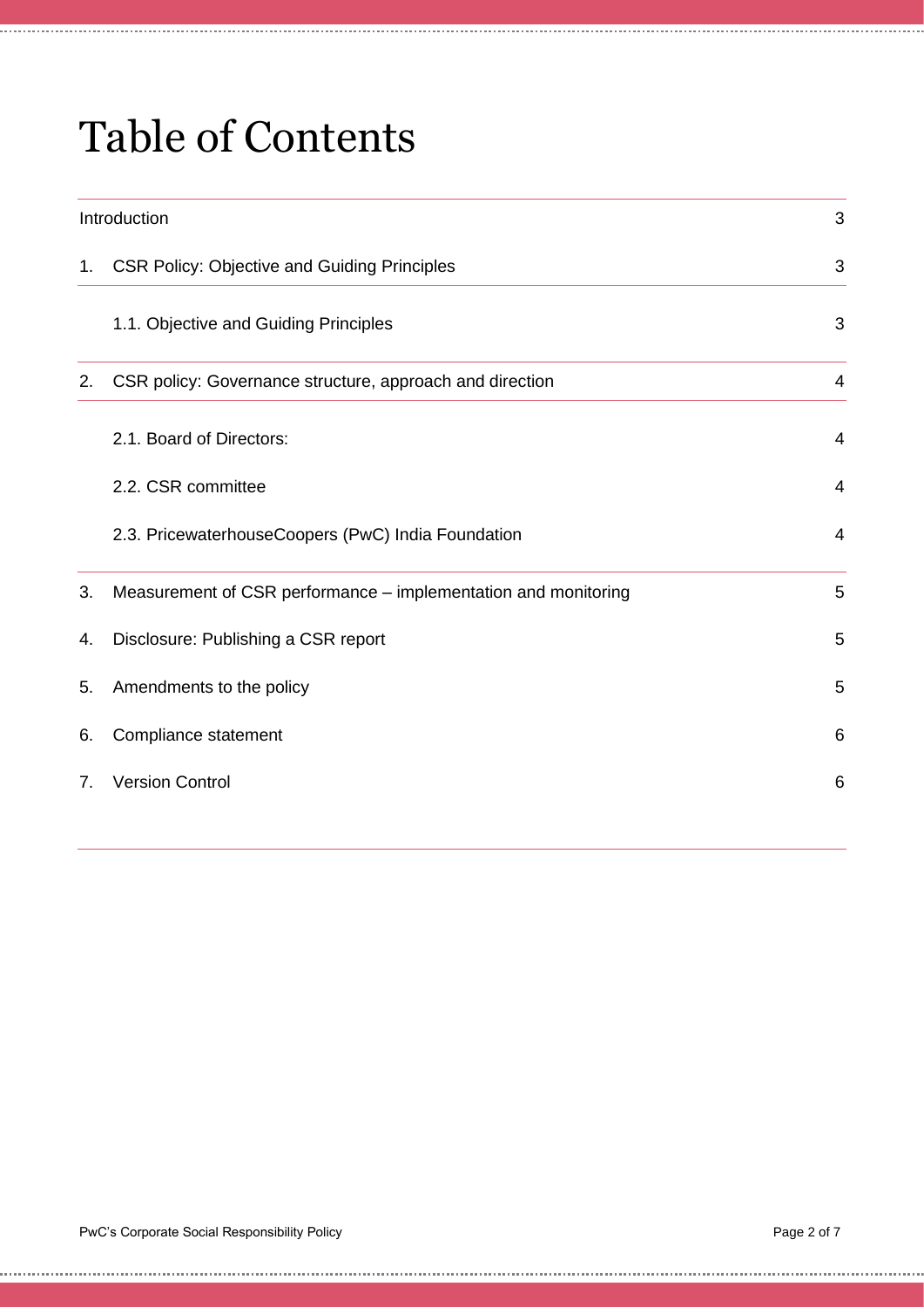# Table of Contents

| | | |
|---|---|---|
| Introduction | | 3 |
| 1. | CSR Policy: Objective and Guiding Principles | 3 |
| | 1.1. Objective and Guiding Principles | 3 |
| 2. | CSR policy: Governance structure, approach and direction | 4 |
| | 2.1. Board of Directors: | 4 |
| | 2.2. CSR committee | 4 |
| | 2.3. PricewaterhouseCoopers (PwC) India Foundation | 4 |
| 3. | Measurement of CSR performance – implementation and monitoring | 5 |
| 4. | Disclosure: Publishing a CSR report | 5 |
| 5. | Amendments to the policy | 5 |
| 6. | Compliance statement | 6 |
| 7. | Version Control | 6 |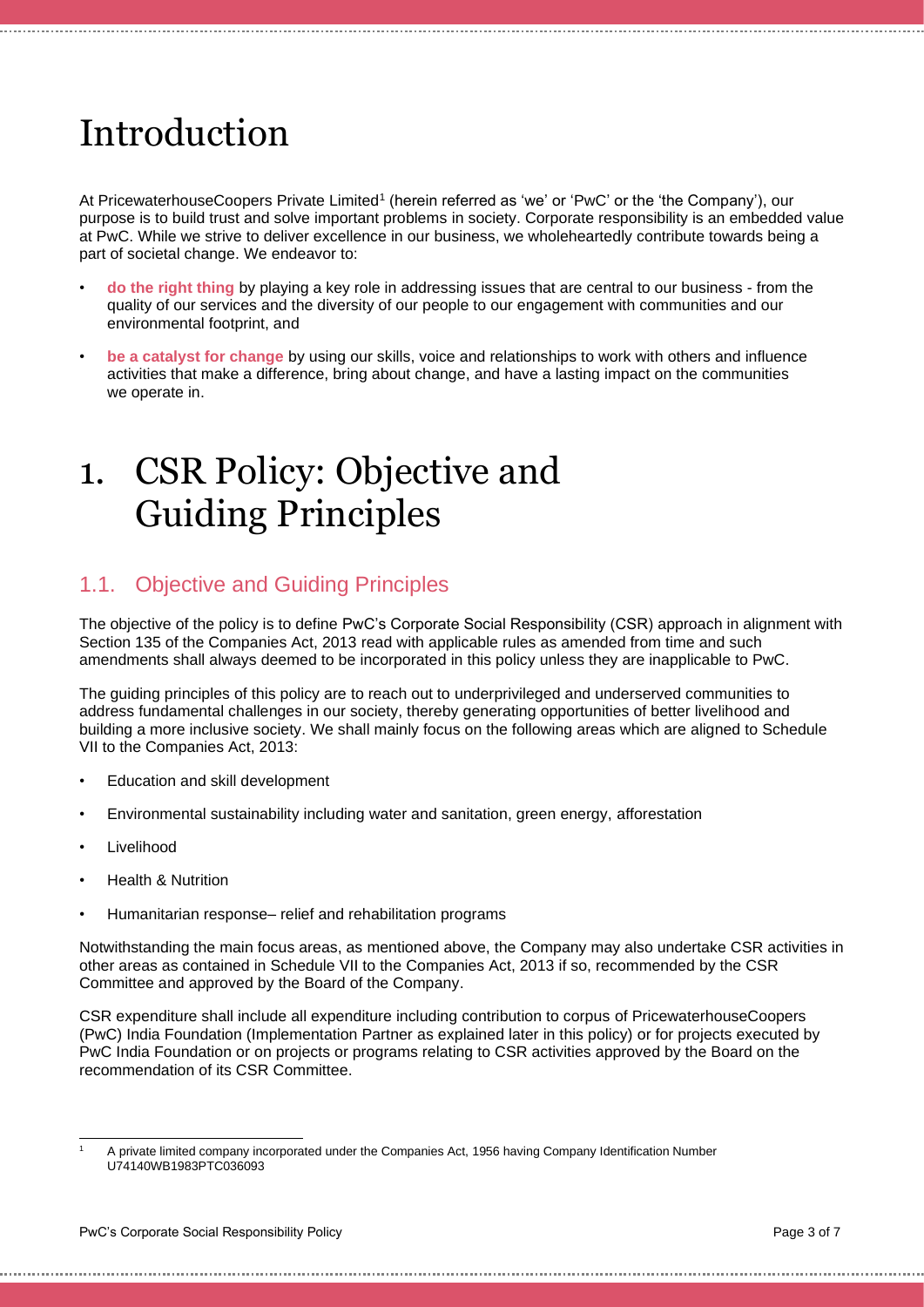# Introduction

At PricewaterhouseCoopers Private Limited[1] (herein referred as 'we' or 'PwC' or the 'the Company'), our purpose is to build trust and solve important problems in society. Corporate responsibility is an embedded value at PwC. While we strive to deliver excellence in our business, we wholeheartedly contribute towards being a part of societal change. We endeavor to:

- **do the right thing** by playing a key role in addressing issues that are central to our business - from the quality of our services and the diversity of our people to our engagement with communities and our environmental footprint, and
- **be a catalyst for change** by using our skills, voice and relationships to work with others and influence activities that make a difference, bring about change, and have a lasting impact on the communities we operate in.

# 1. CSR Policy: Objective and Guiding Principles

## 1.1. Objective and Guiding Principles

The objective of the policy is to define PwC's Corporate Social Responsibility (CSR) approach in alignment with Section 135 of the Companies Act, 2013 read with applicable rules as amended from time and such amendments shall always deemed to be incorporated in this policy unless they are inapplicable to PwC.

The guiding principles of this policy are to reach out to underprivileged and underserved communities to address fundamental challenges in our society, thereby generating opportunities of better livelihood and building a more inclusive society. We shall mainly focus on the following areas which are aligned to Schedule VII to the Companies Act, 2013:

- Education and skill development
- Environmental sustainability including water and sanitation, green energy, afforestation
- Livelihood
- Health & Nutrition
- Humanitarian response– relief and rehabilitation programs

Notwithstanding the main focus areas, as mentioned above, the Company may also undertake CSR activities in other areas as contained in Schedule VII to the Companies Act, 2013 if so, recommended by the CSR Committee and approved by the Board of the Company.

CSR expenditure shall include all expenditure including contribution to corpus of PricewaterhouseCoopers (PwC) India Foundation (Implementation Partner as explained later in this policy) or for projects executed by PwC India Foundation or on projects or programs relating to CSR activities approved by the Board on the recommendation of its CSR Committee.

[1] A private limited company incorporated under the Companies Act, 1956 having Company Identification Number U74140WB1983PTC036093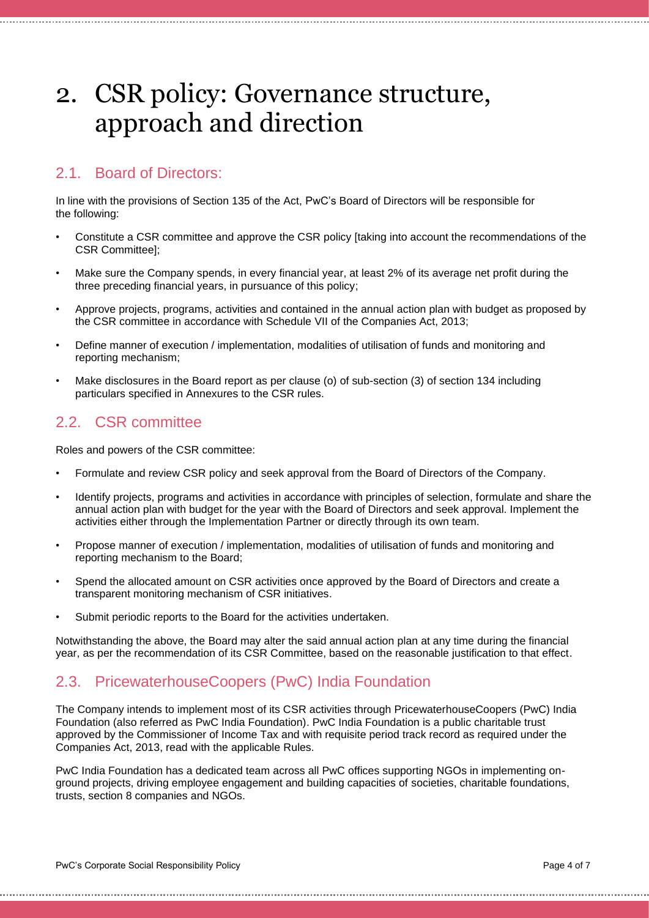# 2. CSR policy: Governance structure, approach and direction

## 2.1. Board of Directors:

In line with the provisions of Section 135 of the Act, PwC's Board of Directors will be responsible for the following:

- Constitute a CSR committee and approve the CSR policy [taking into account the recommendations of the CSR Committee];
- Make sure the Company spends, in every financial year, at least 2% of its average net profit during the three preceding financial years, in pursuance of this policy;
- Approve projects, programs, activities and contained in the annual action plan with budget as proposed by the CSR committee in accordance with Schedule VII of the Companies Act, 2013;
- Define manner of execution / implementation, modalities of utilisation of funds and monitoring and reporting mechanism;
- Make disclosures in the Board report as per clause (o) of sub-section (3) of section 134 including particulars specified in Annexures to the CSR rules.

## 2.2. CSR committee

Roles and powers of the CSR committee:

- Formulate and review CSR policy and seek approval from the Board of Directors of the Company.
- Identify projects, programs and activities in accordance with principles of selection, formulate and share the annual action plan with budget for the year with the Board of Directors and seek approval. Implement the activities either through the Implementation Partner or directly through its own team.
- Propose manner of execution / implementation, modalities of utilisation of funds and monitoring and reporting mechanism to the Board;
- Spend the allocated amount on CSR activities once approved by the Board of Directors and create a transparent monitoring mechanism of CSR initiatives.
- Submit periodic reports to the Board for the activities undertaken.

Notwithstanding the above, the Board may alter the said annual action plan at any time during the financial year, as per the recommendation of its CSR Committee, based on the reasonable justification to that effect.

## 2.3. PricewaterhouseCoopers (PwC) India Foundation

The Company intends to implement most of its CSR activities through PricewaterhouseCoopers (PwC) India Foundation (also referred as PwC India Foundation). PwC India Foundation is a public charitable trust approved by the Commissioner of Income Tax and with requisite period track record as required under the Companies Act, 2013, read with the applicable Rules.

PwC India Foundation has a dedicated team across all PwC offices supporting NGOs in implementing on-ground projects, driving employee engagement and building capacities of societies, charitable foundations, trusts, section 8 companies and NGOs.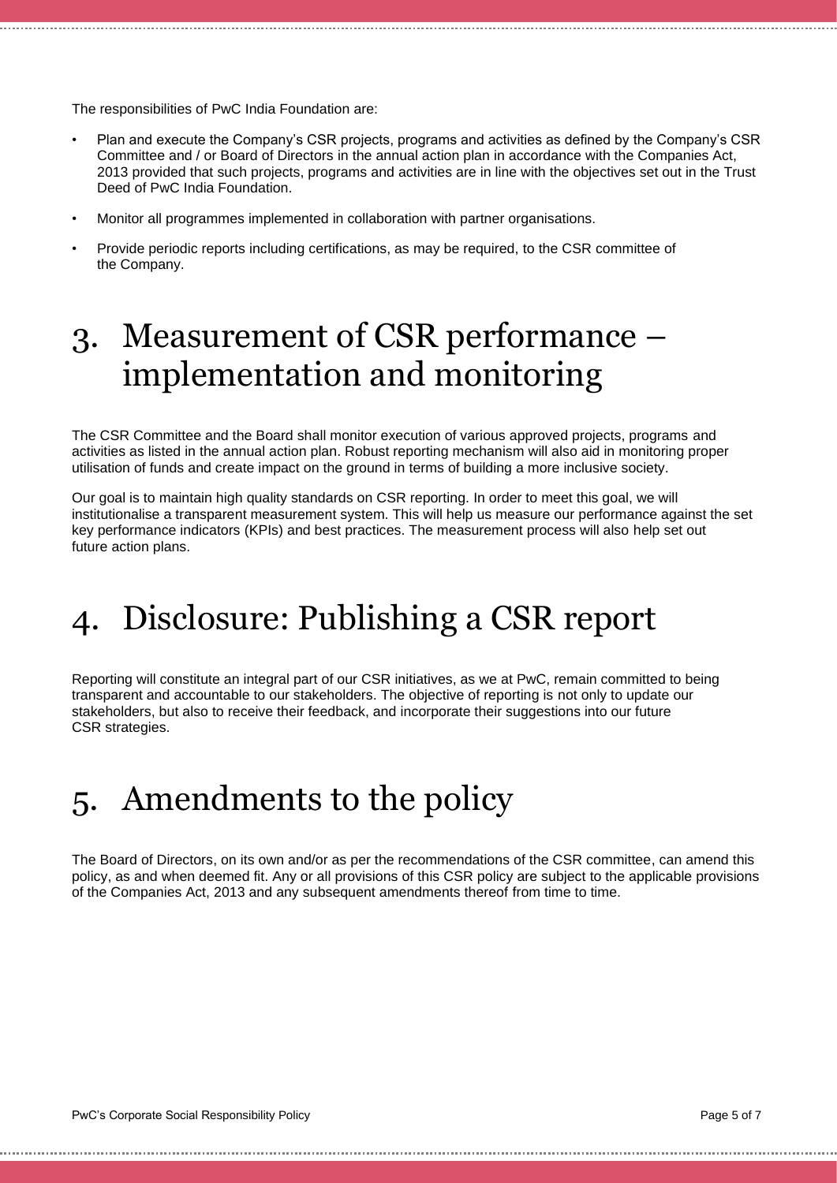The responsibilities of PwC India Foundation are:

- Plan and execute the Company's CSR projects, programs and activities as defined by the Company's CSR Committee and / or Board of Directors in the annual action plan in accordance with the Companies Act, 2013 provided that such projects, programs and activities are in line with the objectives set out in the Trust Deed of PwC India Foundation.
- Monitor all programmes implemented in collaboration with partner organisations.
- Provide periodic reports including certifications, as may be required, to the CSR committee of the Company.

# 3. Measurement of CSR performance – implementation and monitoring

The CSR Committee and the Board shall monitor execution of various approved projects, programs and activities as listed in the annual action plan. Robust reporting mechanism will also aid in monitoring proper utilisation of funds and create impact on the ground in terms of building a more inclusive society.

Our goal is to maintain high quality standards on CSR reporting. In order to meet this goal, we will institutionalise a transparent measurement system. This will help us measure our performance against the set key performance indicators (KPIs) and best practices. The measurement process will also help set out future action plans.

# 4. Disclosure: Publishing a CSR report

Reporting will constitute an integral part of our CSR initiatives, as we at PwC, remain committed to being transparent and accountable to our stakeholders. The objective of reporting is not only to update our stakeholders, but also to receive their feedback, and incorporate their suggestions into our future CSR strategies.

# 5. Amendments to the policy

The Board of Directors, on its own and/or as per the recommendations of the CSR committee, can amend this policy, as and when deemed fit. Any or all provisions of this CSR policy are subject to the applicable provisions of the Companies Act, 2013 and any subsequent amendments thereof from time to time.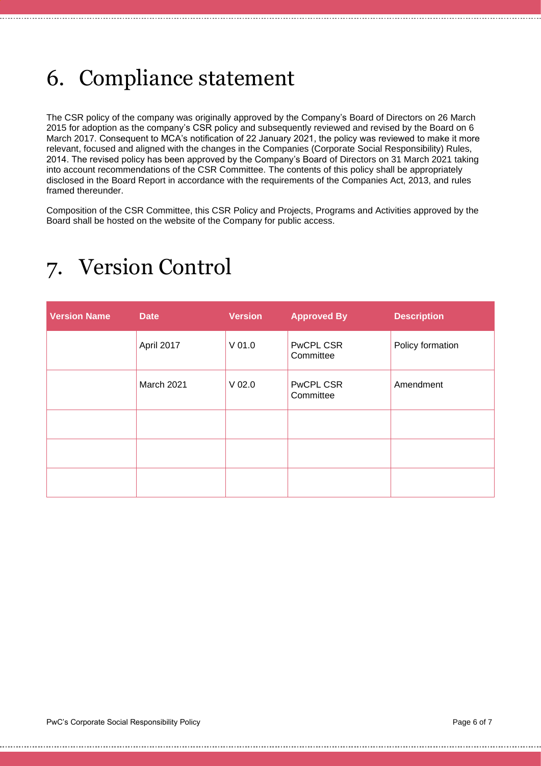# 6. Compliance statement

The CSR policy of the company was originally approved by the Company's Board of Directors on 26 March 2015 for adoption as the company's CSR policy and subsequently reviewed and revised by the Board on 6 March 2017. Consequent to MCA's notification of 22 January 2021, the policy was reviewed to make it more relevant, focused and aligned with the changes in the Companies (Corporate Social Responsibility) Rules, 2014. The revised policy has been approved by the Company's Board of Directors on 31 March 2021 taking into account recommendations of the CSR Committee. The contents of this policy shall be appropriately disclosed in the Board Report in accordance with the requirements of the Companies Act, 2013, and rules framed thereunder.

Composition of the CSR Committee, this CSR Policy and Projects, Programs and Activities approved by the Board shall be hosted on the website of the Company for public access.

# 7. Version Control

| Version Name | Date | Version | Approved By | Description |
| --- | --- | --- | --- | --- |
| | April 2017 | V 01.0 | PwCPL CSR Committee | Policy formation |
| | March 2021 | V 02.0 | PwCPL CSR Committee | Amendment |
| | | | | |
| | | | | |
| | | | | |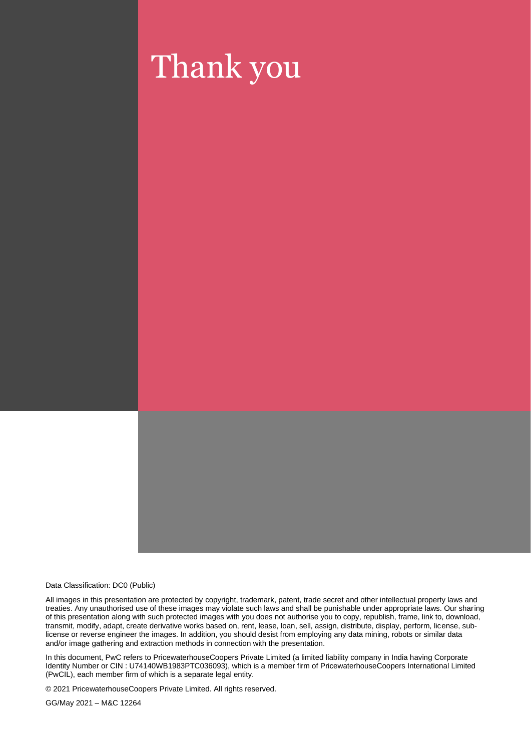# Thank you

Data Classification: DC0 (Public)

All images in this presentation are protected by copyright, trademark, patent, trade secret and other intellectual property laws and treaties. Any unauthorised use of these images may violate such laws and shall be punishable under appropriate laws. Our sharing of this presentation along with such protected images with you does not authorise you to copy, republish, frame, link to, download, transmit, modify, adapt, create derivative works based on, rent, lease, loan, sell, assign, distribute, display, perform, license, sub-license or reverse engineer the images. In addition, you should desist from employing any data mining, robots or similar data and/or image gathering and extraction methods in connection with the presentation.

In this document, PwC refers to PricewaterhouseCoopers Private Limited (a limited liability company in India having Corporate Identity Number or CIN : U74140WB1983PTC036093), which is a member firm of PricewaterhouseCoopers International Limited (PwCIL), each member firm of which is a separate legal entity.

© 2021 PricewaterhouseCoopers Private Limited. All rights reserved.

GG/May 2021 – M&C 12264